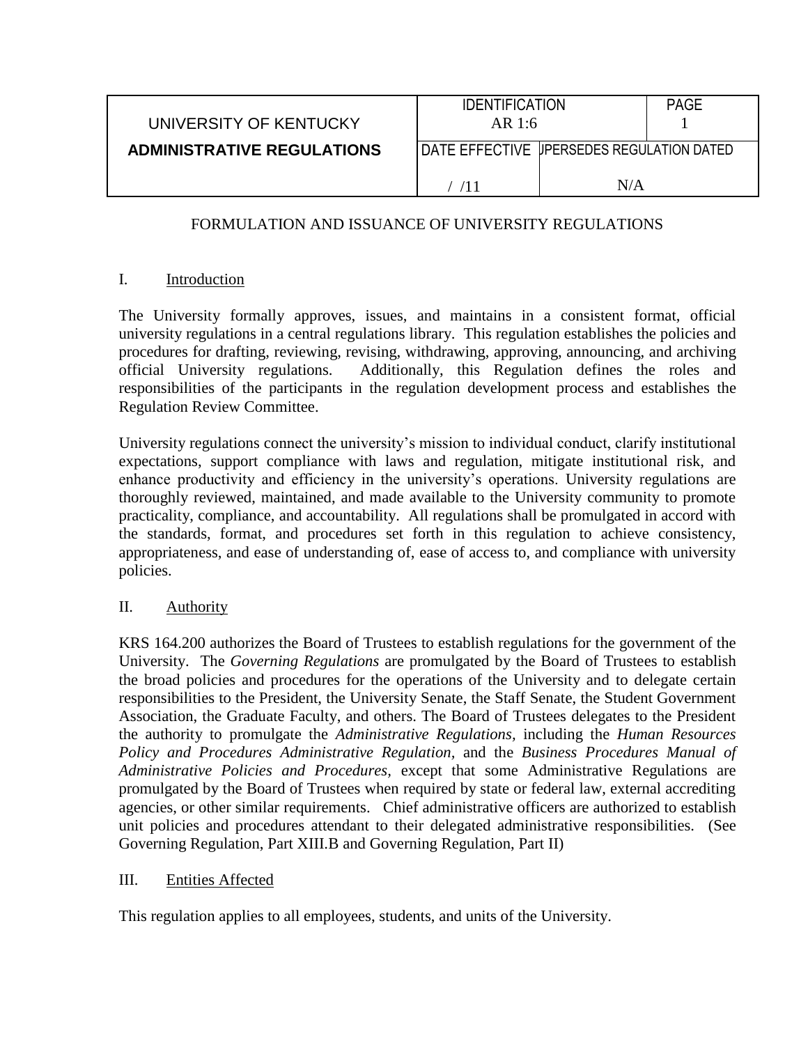| UNIVERSITY OF KENTUCKY | IDENTIFICATION AR 1:6 | | PAGE 1 |
|---|---|---|---|
| **ADMINISTRATIVE REGULATIONS** | DATE EFFECTIVE | SUPERSEDES REGULATION DATED | |
| | / /11 | N/A | |

FORMULATION AND ISSUANCE OF UNIVERSITY REGULATIONS

## I. Introduction

The University formally approves, issues, and maintains in a consistent format, official university regulations in a central regulations library. This regulation establishes the policies and procedures for drafting, reviewing, revising, withdrawing, approving, announcing, and archiving official University regulations. Additionally, this Regulation defines the roles and responsibilities of the participants in the regulation development process and establishes the Regulation Review Committee.

University regulations connect the university's mission to individual conduct, clarify institutional expectations, support compliance with laws and regulation, mitigate institutional risk, and enhance productivity and efficiency in the university's operations. University regulations are thoroughly reviewed, maintained, and made available to the University community to promote practicality, compliance, and accountability. All regulations shall be promulgated in accord with the standards, format, and procedures set forth in this regulation to achieve consistency, appropriateness, and ease of understanding of, ease of access to, and compliance with university policies.

## II. Authority

KRS 164.200 authorizes the Board of Trustees to establish regulations for the government of the University. The *Governing Regulations* are promulgated by the Board of Trustees to establish the broad policies and procedures for the operations of the University and to delegate certain responsibilities to the President, the University Senate, the Staff Senate, the Student Government Association, the Graduate Faculty, and others. The Board of Trustees delegates to the President the authority to promulgate the *Administrative Regulations,* including the *Human Resources Policy and Procedures Administrative Regulation,* and the *Business Procedures Manual of Administrative Policies and Procedures,* except that some Administrative Regulations are promulgated by the Board of Trustees when required by state or federal law, external accrediting agencies, or other similar requirements. Chief administrative officers are authorized to establish unit policies and procedures attendant to their delegated administrative responsibilities. (See Governing Regulation, Part XIII.B and Governing Regulation, Part II)

## III. Entities Affected

This regulation applies to all employees, students, and units of the University.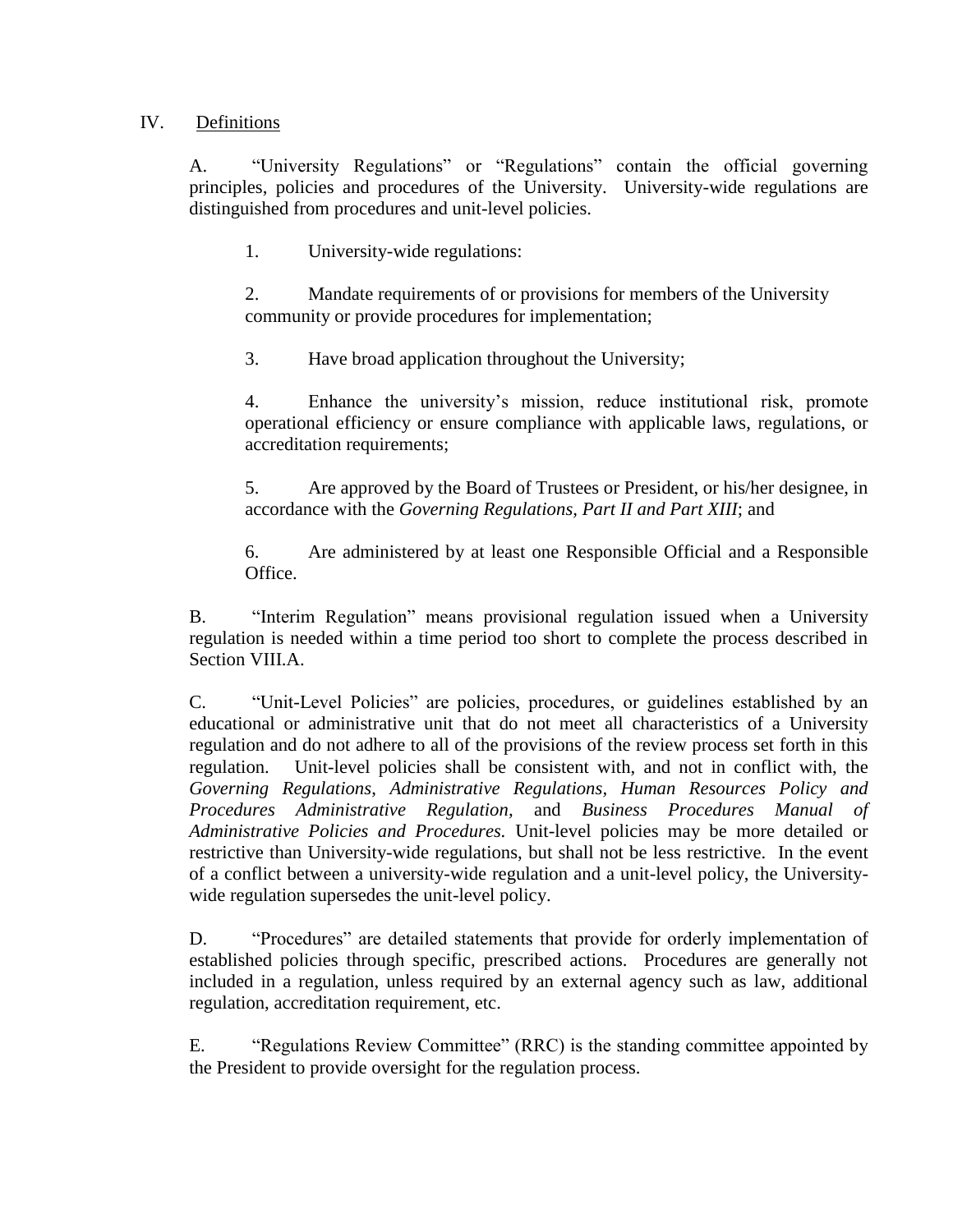## IV. Definitions

A. "University Regulations" or "Regulations" contain the official governing principles, policies and procedures of the University. University-wide regulations are distinguished from procedures and unit-level policies.

1. University-wide regulations:

2. Mandate requirements of or provisions for members of the University community or provide procedures for implementation;

3. Have broad application throughout the University;

4. Enhance the university's mission, reduce institutional risk, promote operational efficiency or ensure compliance with applicable laws, regulations, or accreditation requirements;

5. Are approved by the Board of Trustees or President, or his/her designee, in accordance with the *Governing Regulations, Part II and Part XIII*; and

6. Are administered by at least one Responsible Official and a Responsible Office.

B. "Interim Regulation" means provisional regulation issued when a University regulation is needed within a time period too short to complete the process described in Section VIII.A.

C. "Unit-Level Policies" are policies, procedures, or guidelines established by an educational or administrative unit that do not meet all characteristics of a University regulation and do not adhere to all of the provisions of the review process set forth in this regulation. Unit-level policies shall be consistent with, and not in conflict with, the *Governing Regulations*, *Administrative Regulations*, *Human Resources Policy and Procedures Administrative Regulation*, and *Business Procedures Manual of Administrative Policies and Procedures.* Unit-level policies may be more detailed or restrictive than University-wide regulations, but shall not be less restrictive. In the event of a conflict between a university-wide regulation and a unit-level policy, the University-wide regulation supersedes the unit-level policy.

D. "Procedures" are detailed statements that provide for orderly implementation of established policies through specific, prescribed actions. Procedures are generally not included in a regulation, unless required by an external agency such as law, additional regulation, accreditation requirement, etc.

E. "Regulations Review Committee" (RRC) is the standing committee appointed by the President to provide oversight for the regulation process.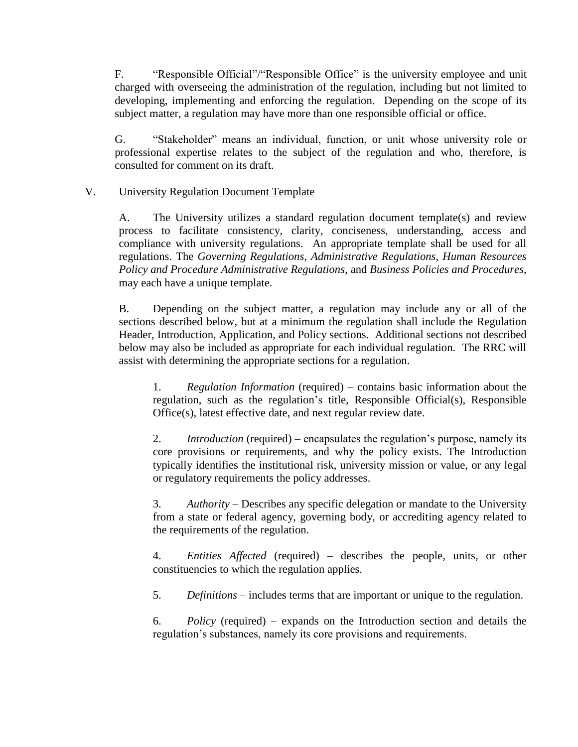F. "Responsible Official"/"Responsible Office" is the university employee and unit charged with overseeing the administration of the regulation, including but not limited to developing, implementing and enforcing the regulation. Depending on the scope of its subject matter, a regulation may have more than one responsible official or office.

G. "Stakeholder" means an individual, function, or unit whose university role or professional expertise relates to the subject of the regulation and who, therefore, is consulted for comment on its draft.

## V. University Regulation Document Template

A. The University utilizes a standard regulation document template(s) and review process to facilitate consistency, clarity, conciseness, understanding, access and compliance with university regulations. An appropriate template shall be used for all regulations. The *Governing Regulations*, *Administrative Regulations*, *Human Resources Policy and Procedure Administrative Regulations*, and *Business Policies and Procedures,* may each have a unique template.

B. Depending on the subject matter, a regulation may include any or all of the sections described below, but at a minimum the regulation shall include the Regulation Header, Introduction, Application, and Policy sections. Additional sections not described below may also be included as appropriate for each individual regulation. The RRC will assist with determining the appropriate sections for a regulation.

1. *Regulation Information* (required) – contains basic information about the regulation, such as the regulation's title, Responsible Official(s), Responsible Office(s), latest effective date, and next regular review date.

2. *Introduction* (required) – encapsulates the regulation's purpose, namely its core provisions or requirements, and why the policy exists. The Introduction typically identifies the institutional risk, university mission or value, or any legal or regulatory requirements the policy addresses.

3. *Authority* – Describes any specific delegation or mandate to the University from a state or federal agency, governing body, or accrediting agency related to the requirements of the regulation.

4. *Entities Affected* (required) – describes the people, units, or other constituencies to which the regulation applies.

5. *Definitions* – includes terms that are important or unique to the regulation.

6. *Policy* (required) – expands on the Introduction section and details the regulation's substances, namely its core provisions and requirements.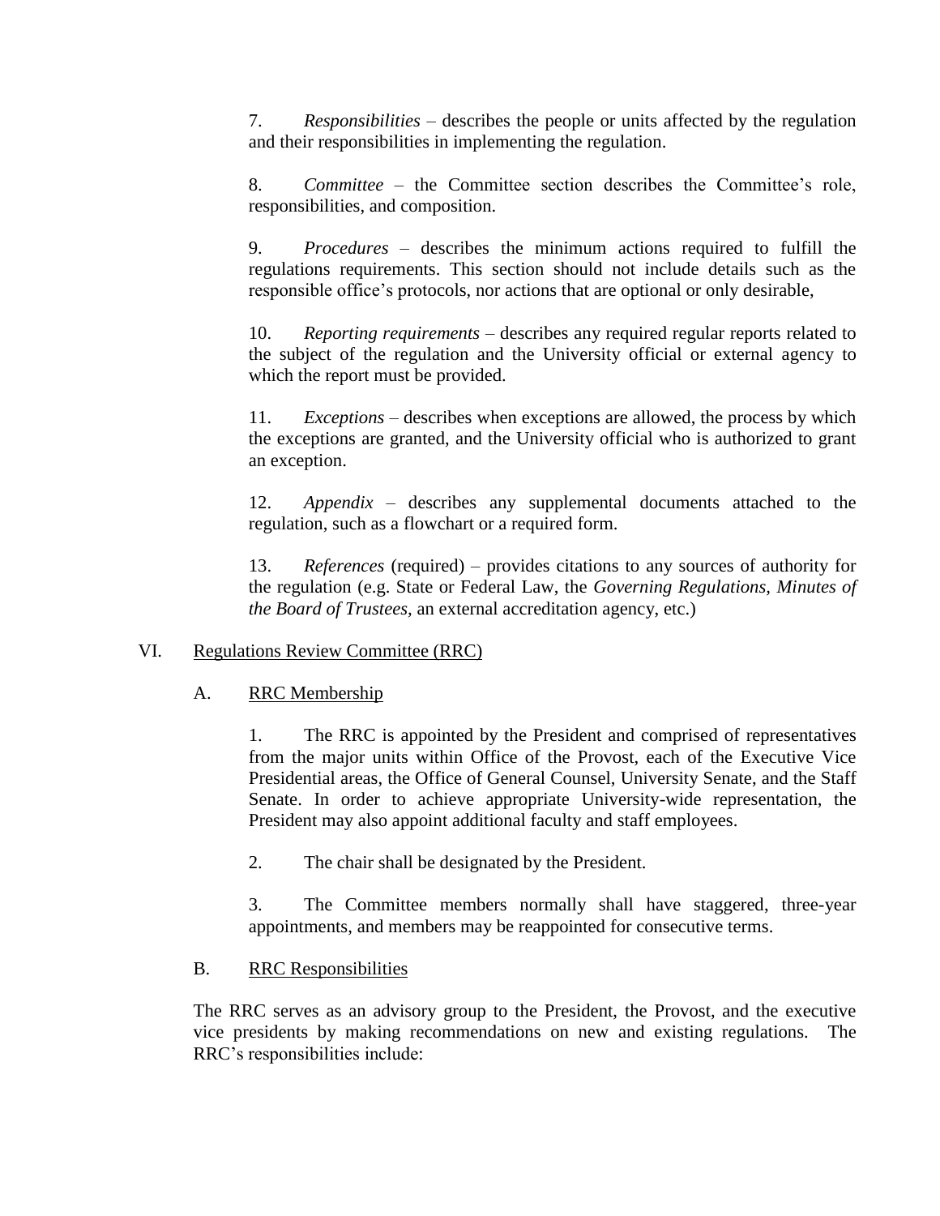7. *Responsibilities* – describes the people or units affected by the regulation and their responsibilities in implementing the regulation.

8. *Committee* – the Committee section describes the Committee's role, responsibilities, and composition.

9. *Procedures* – describes the minimum actions required to fulfill the regulations requirements. This section should not include details such as the responsible office's protocols, nor actions that are optional or only desirable,

10. *Reporting requirements* – describes any required regular reports related to the subject of the regulation and the University official or external agency to which the report must be provided.

11. *Exceptions* – describes when exceptions are allowed, the process by which the exceptions are granted, and the University official who is authorized to grant an exception.

12. *Appendix* – describes any supplemental documents attached to the regulation, such as a flowchart or a required form.

13. *References* (required) – provides citations to any sources of authority for the regulation (e.g. State or Federal Law, the *Governing Regulations*, *Minutes of the Board of Trustees*, an external accreditation agency, etc.)

## VI. Regulations Review Committee (RRC)

### A. RRC Membership

1. The RRC is appointed by the President and comprised of representatives from the major units within Office of the Provost, each of the Executive Vice Presidential areas, the Office of General Counsel, University Senate, and the Staff Senate. In order to achieve appropriate University-wide representation, the President may also appoint additional faculty and staff employees.

2. The chair shall be designated by the President.

3. The Committee members normally shall have staggered, three-year appointments, and members may be reappointed for consecutive terms.

### B. RRC Responsibilities

The RRC serves as an advisory group to the President, the Provost, and the executive vice presidents by making recommendations on new and existing regulations. The RRC's responsibilities include: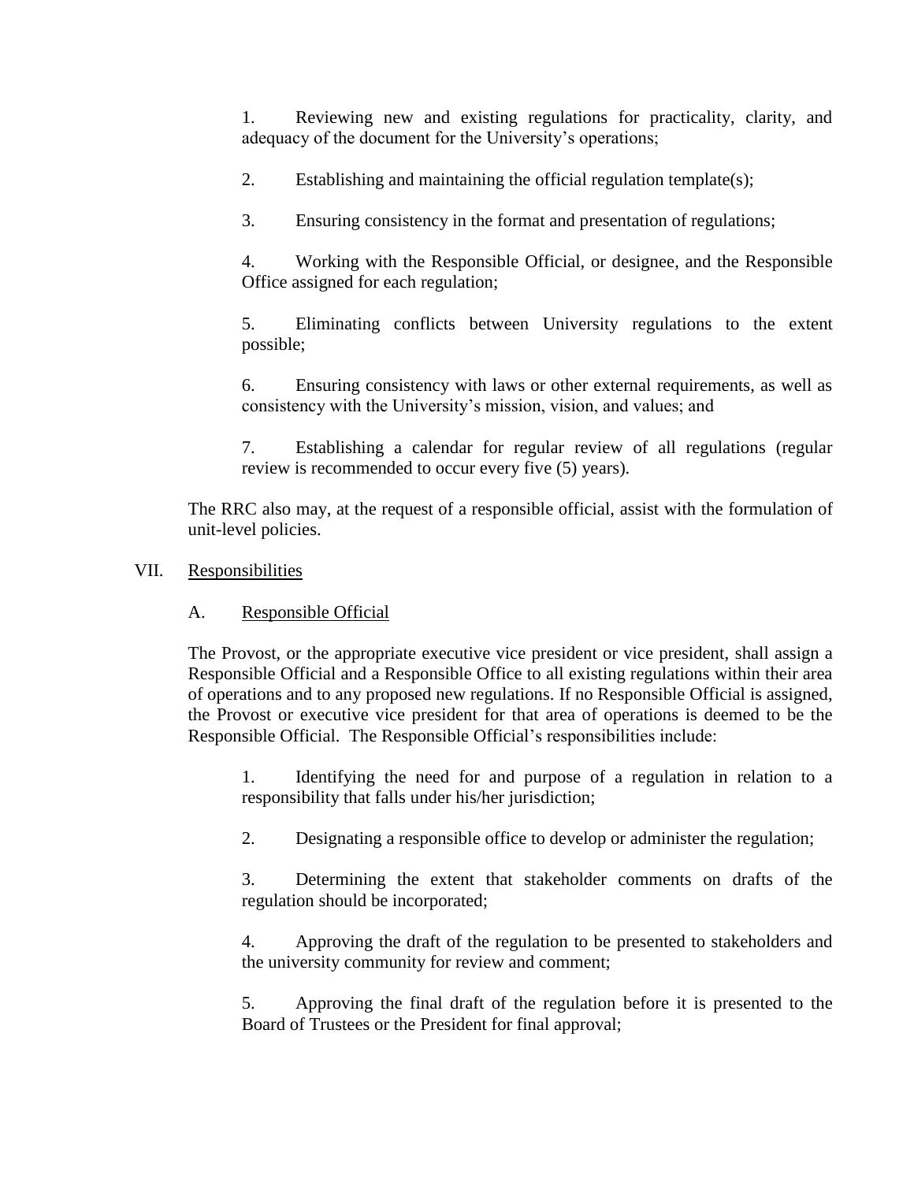1. Reviewing new and existing regulations for practicality, clarity, and adequacy of the document for the University's operations;

2. Establishing and maintaining the official regulation template(s);

3. Ensuring consistency in the format and presentation of regulations;

4. Working with the Responsible Official, or designee, and the Responsible Office assigned for each regulation;

5. Eliminating conflicts between University regulations to the extent possible;

6. Ensuring consistency with laws or other external requirements, as well as consistency with the University's mission, vision, and values; and

7. Establishing a calendar for regular review of all regulations (regular review is recommended to occur every five (5) years).

The RRC also may, at the request of a responsible official, assist with the formulation of unit-level policies.

## VII. Responsibilities

### A. Responsible Official

The Provost, or the appropriate executive vice president or vice president, shall assign a Responsible Official and a Responsible Office to all existing regulations within their area of operations and to any proposed new regulations. If no Responsible Official is assigned, the Provost or executive vice president for that area of operations is deemed to be the Responsible Official. The Responsible Official's responsibilities include:

1. Identifying the need for and purpose of a regulation in relation to a responsibility that falls under his/her jurisdiction;

2. Designating a responsible office to develop or administer the regulation;

3. Determining the extent that stakeholder comments on drafts of the regulation should be incorporated;

4. Approving the draft of the regulation to be presented to stakeholders and the university community for review and comment;

5. Approving the final draft of the regulation before it is presented to the Board of Trustees or the President for final approval;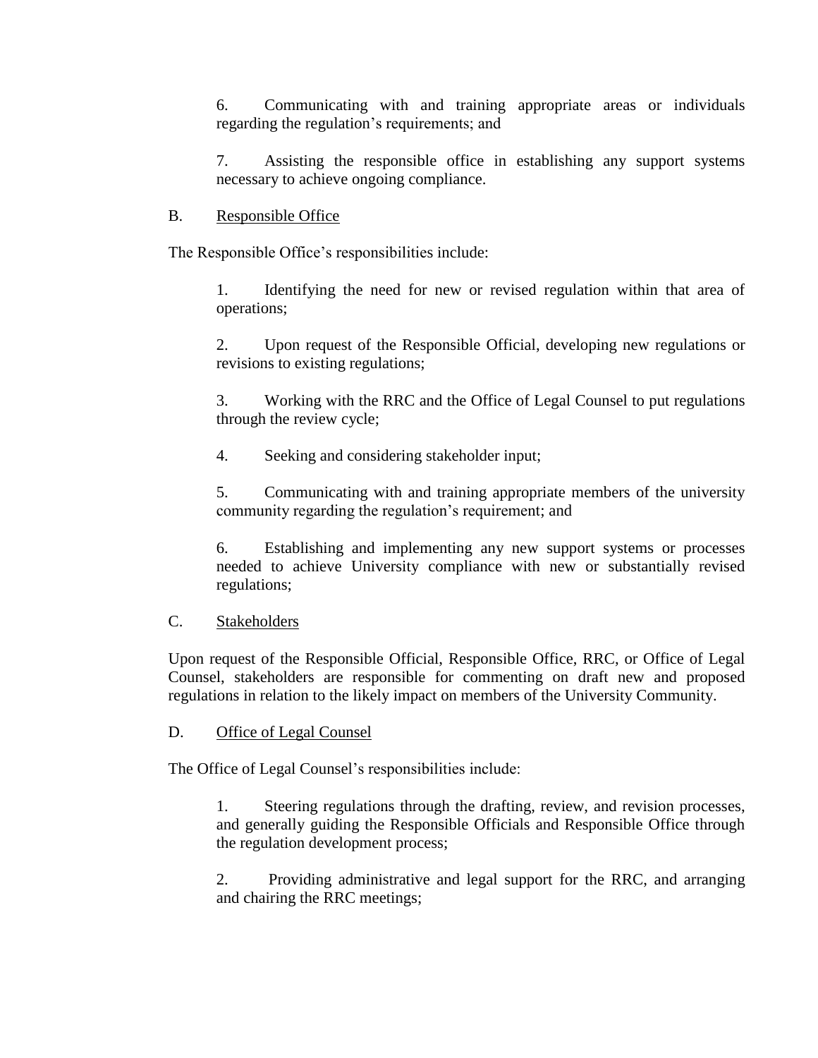6. Communicating with and training appropriate areas or individuals regarding the regulation's requirements; and

7. Assisting the responsible office in establishing any support systems necessary to achieve ongoing compliance.

B. <u>Responsible Office</u>

The Responsible Office's responsibilities include:

1. Identifying the need for new or revised regulation within that area of operations;

2. Upon request of the Responsible Official, developing new regulations or revisions to existing regulations;

3. Working with the RRC and the Office of Legal Counsel to put regulations through the review cycle;

4. Seeking and considering stakeholder input;

5. Communicating with and training appropriate members of the university community regarding the regulation's requirement; and

6. Establishing and implementing any new support systems or processes needed to achieve University compliance with new or substantially revised regulations;

C. <u>Stakeholders</u>

Upon request of the Responsible Official, Responsible Office, RRC, or Office of Legal Counsel, stakeholders are responsible for commenting on draft new and proposed regulations in relation to the likely impact on members of the University Community.

D. <u>Office of Legal Counsel</u>

The Office of Legal Counsel's responsibilities include:

1. Steering regulations through the drafting, review, and revision processes, and generally guiding the Responsible Officials and Responsible Office through the regulation development process;

2. Providing administrative and legal support for the RRC, and arranging and chairing the RRC meetings;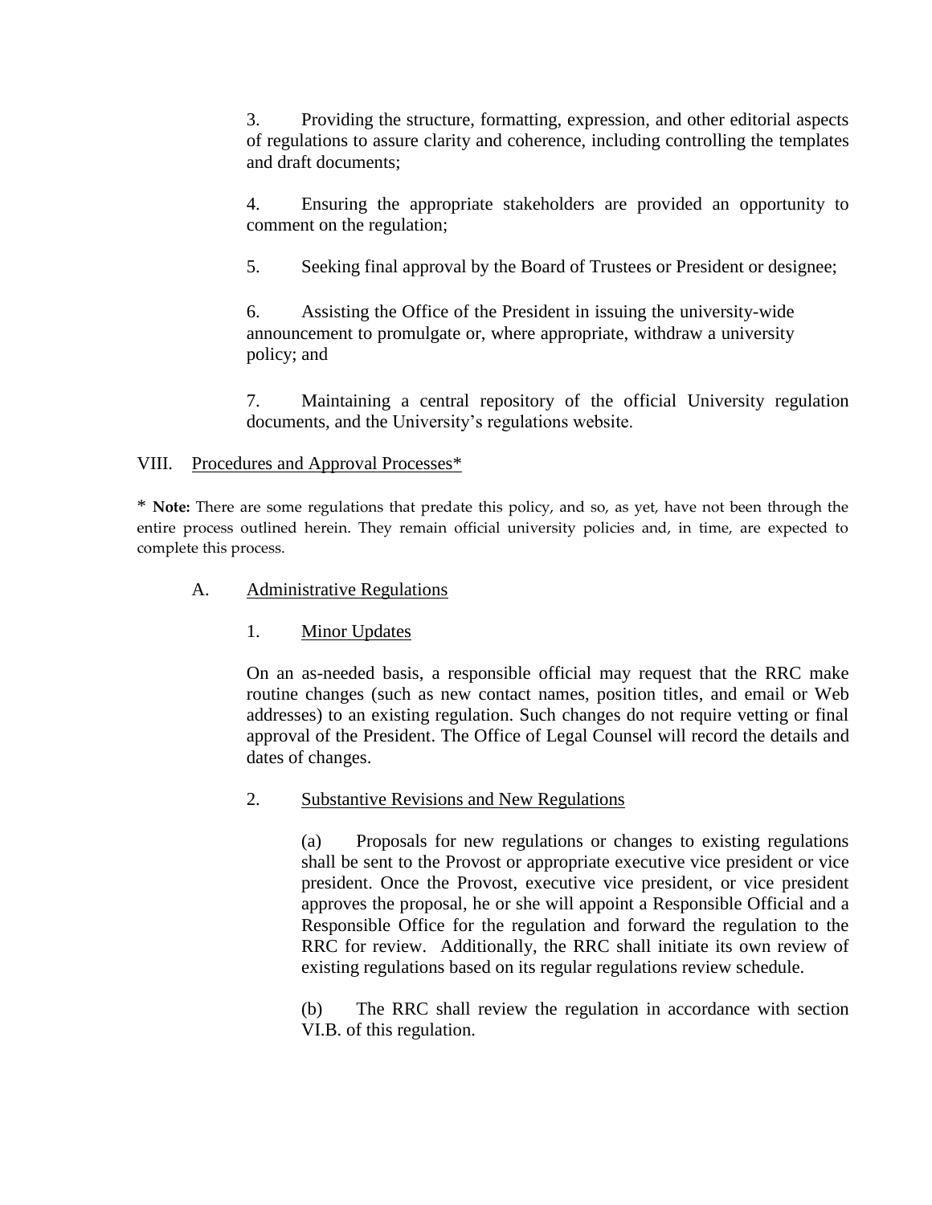3. Providing the structure, formatting, expression, and other editorial aspects of regulations to assure clarity and coherence, including controlling the templates and draft documents;

4. Ensuring the appropriate stakeholders are provided an opportunity to comment on the regulation;

5. Seeking final approval by the Board of Trustees or President or designee;

6. Assisting the Office of the President in issuing the university-wide announcement to promulgate or, where appropriate, withdraw a university policy; and

7. Maintaining a central repository of the official University regulation documents, and the University's regulations website.

## VIII. Procedures and Approval Processes*

* **Note:** There are some regulations that predate this policy, and so, as yet, have not been through the entire process outlined herein. They remain official university policies and, in time, are expected to complete this process.

### A. Administrative Regulations

#### 1. Minor Updates

On an as-needed basis, a responsible official may request that the RRC make routine changes (such as new contact names, position titles, and email or Web addresses) to an existing regulation. Such changes do not require vetting or final approval of the President. The Office of Legal Counsel will record the details and dates of changes.

#### 2. Substantive Revisions and New Regulations

(a) Proposals for new regulations or changes to existing regulations shall be sent to the Provost or appropriate executive vice president or vice president. Once the Provost, executive vice president, or vice president approves the proposal, he or she will appoint a Responsible Official and a Responsible Office for the regulation and forward the regulation to the RRC for review. Additionally, the RRC shall initiate its own review of existing regulations based on its regular regulations review schedule.

(b) The RRC shall review the regulation in accordance with section VI.B. of this regulation.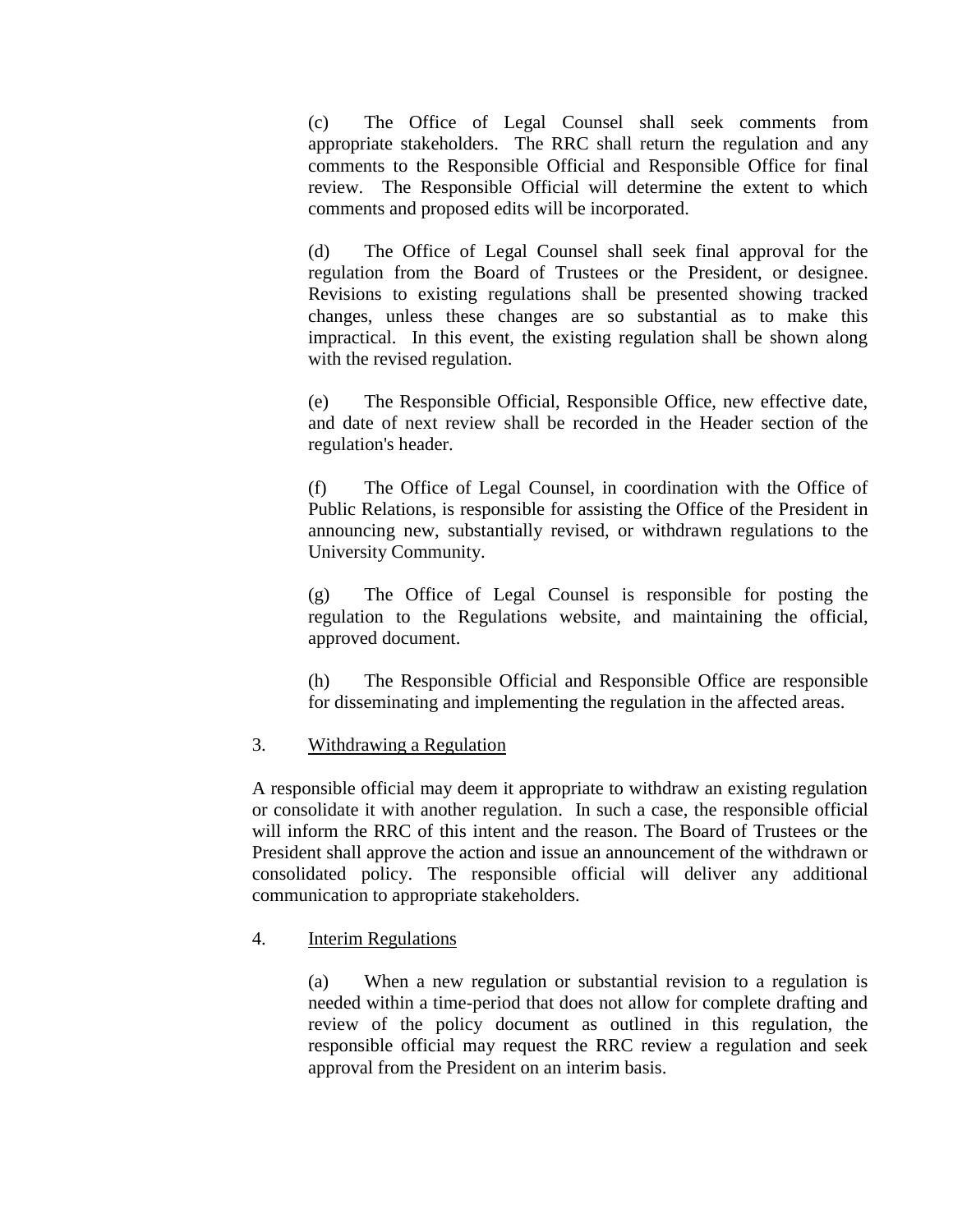(c) The Office of Legal Counsel shall seek comments from appropriate stakeholders. The RRC shall return the regulation and any comments to the Responsible Official and Responsible Office for final review. The Responsible Official will determine the extent to which comments and proposed edits will be incorporated.

(d) The Office of Legal Counsel shall seek final approval for the regulation from the Board of Trustees or the President, or designee. Revisions to existing regulations shall be presented showing tracked changes, unless these changes are so substantial as to make this impractical. In this event, the existing regulation shall be shown along with the revised regulation.

(e) The Responsible Official, Responsible Office, new effective date, and date of next review shall be recorded in the Header section of the regulation's header.

(f) The Office of Legal Counsel, in coordination with the Office of Public Relations, is responsible for assisting the Office of the President in announcing new, substantially revised, or withdrawn regulations to the University Community.

(g) The Office of Legal Counsel is responsible for posting the regulation to the Regulations website, and maintaining the official, approved document.

(h) The Responsible Official and Responsible Office are responsible for disseminating and implementing the regulation in the affected areas.

3. Withdrawing a Regulation

A responsible official may deem it appropriate to withdraw an existing regulation or consolidate it with another regulation. In such a case, the responsible official will inform the RRC of this intent and the reason. The Board of Trustees or the President shall approve the action and issue an announcement of the withdrawn or consolidated policy. The responsible official will deliver any additional communication to appropriate stakeholders.

4. Interim Regulations

(a) When a new regulation or substantial revision to a regulation is needed within a time-period that does not allow for complete drafting and review of the policy document as outlined in this regulation, the responsible official may request the RRC review a regulation and seek approval from the President on an interim basis.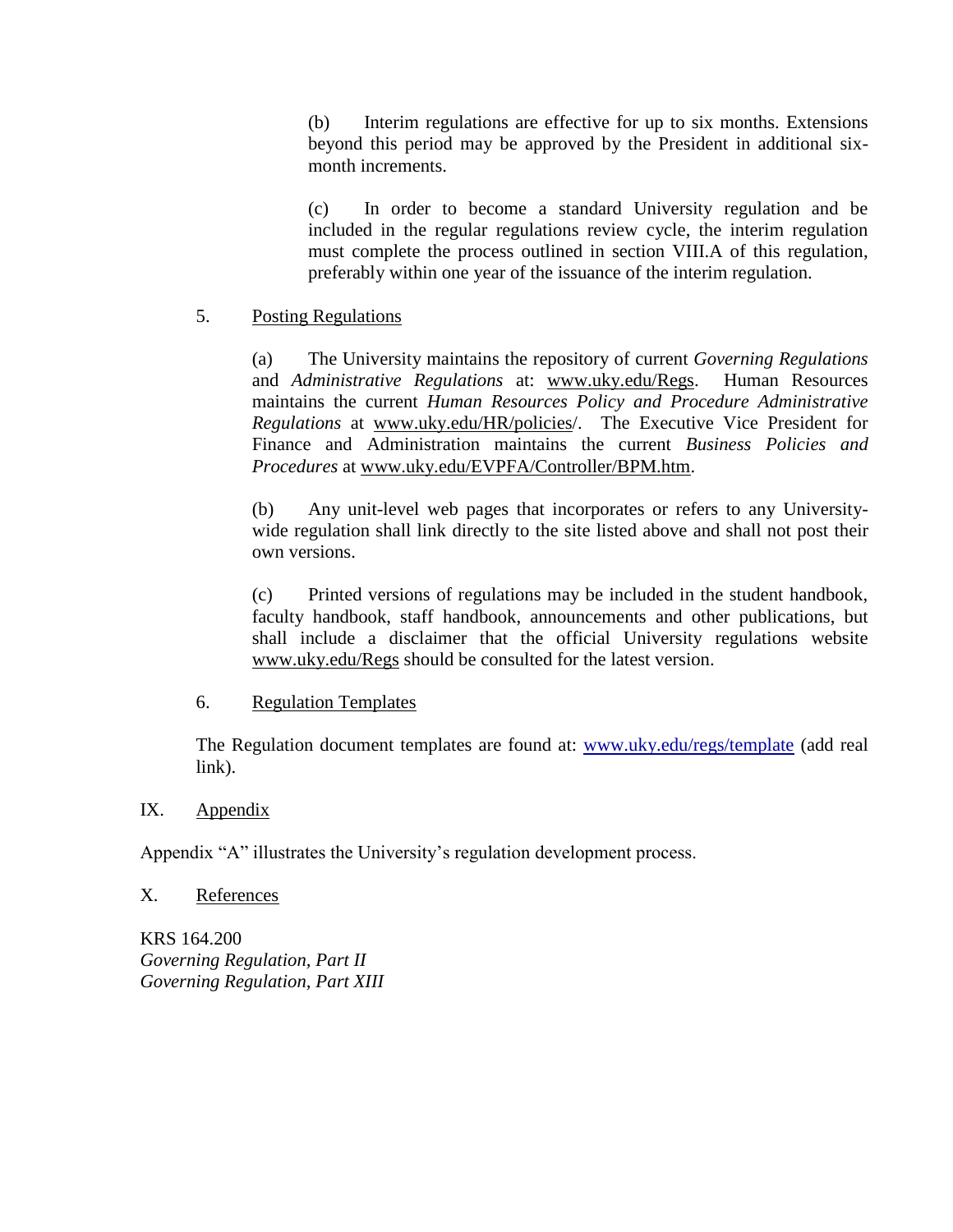(b) Interim regulations are effective for up to six months. Extensions beyond this period may be approved by the President in additional six-month increments.

(c) In order to become a standard University regulation and be included in the regular regulations review cycle, the interim regulation must complete the process outlined in section VIII.A of this regulation, preferably within one year of the issuance of the interim regulation.

5. Posting Regulations

(a) The University maintains the repository of current *Governing Regulations* and *Administrative Regulations* at: www.uky.edu/Regs. Human Resources maintains the current *Human Resources Policy and Procedure Administrative Regulations* at www.uky.edu/HR/policies/. The Executive Vice President for Finance and Administration maintains the current *Business Policies and Procedures* at www.uky.edu/EVPFA/Controller/BPM.htm.

(b) Any unit-level web pages that incorporates or refers to any University-wide regulation shall link directly to the site listed above and shall not post their own versions.

(c) Printed versions of regulations may be included in the student handbook, faculty handbook, staff handbook, announcements and other publications, but shall include a disclaimer that the official University regulations website www.uky.edu/Regs should be consulted for the latest version.

6. Regulation Templates

The Regulation document templates are found at: www.uky.edu/regs/template (add real link).

## IX. Appendix

Appendix "A" illustrates the University's regulation development process.

## X. References

KRS 164.200
*Governing Regulation, Part II*
*Governing Regulation, Part XIII*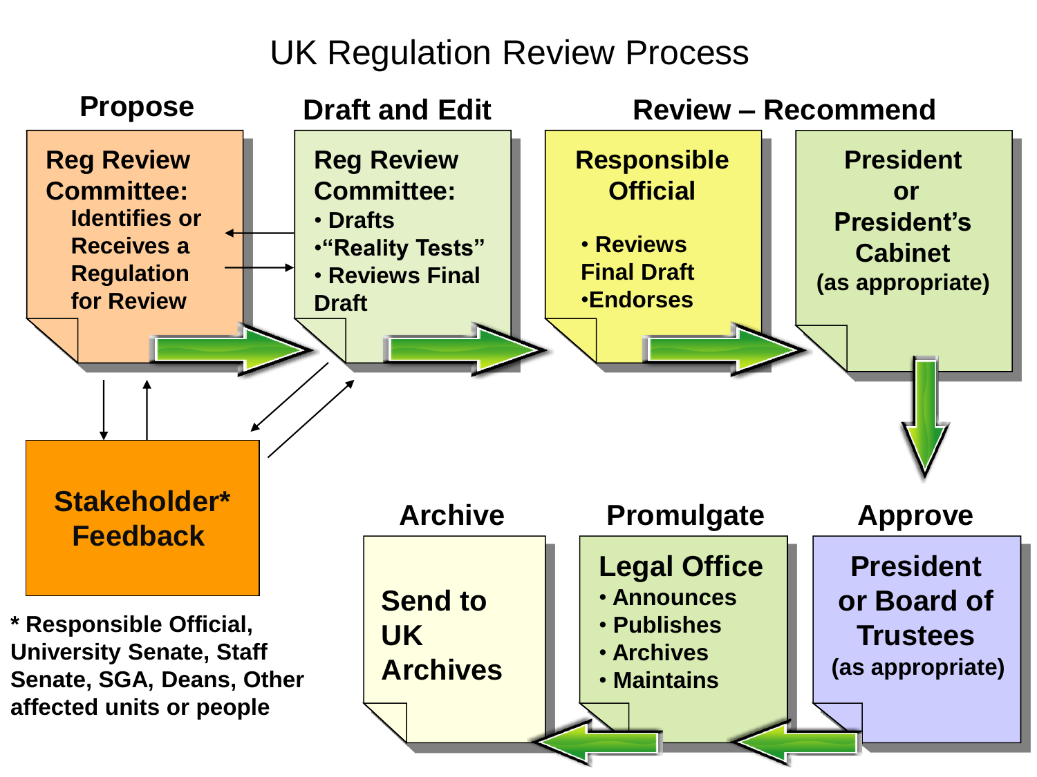# UK Regulation Review Process

## Propose

**Reg Review Committee:**
Identifies or Receives a Regulation for Review

## Draft and Edit

**Reg Review Committee:**
- Drafts
- "Reality Tests"
- Reviews Final Draft

## Review – Recommend

**Responsible Official**
- Reviews Final Draft
- Endorses

**President or President's Cabinet** (as appropriate)

## Approve

**President or Board of Trustees** (as appropriate)

## Promulgate

**Legal Office**
- Announces
- Publishes
- Archives
- Maintains

## Archive

**Send to UK Archives**

**Stakeholder* Feedback**

\* Responsible Official, University Senate, Staff Senate, SGA, Deans, Other affected units or people